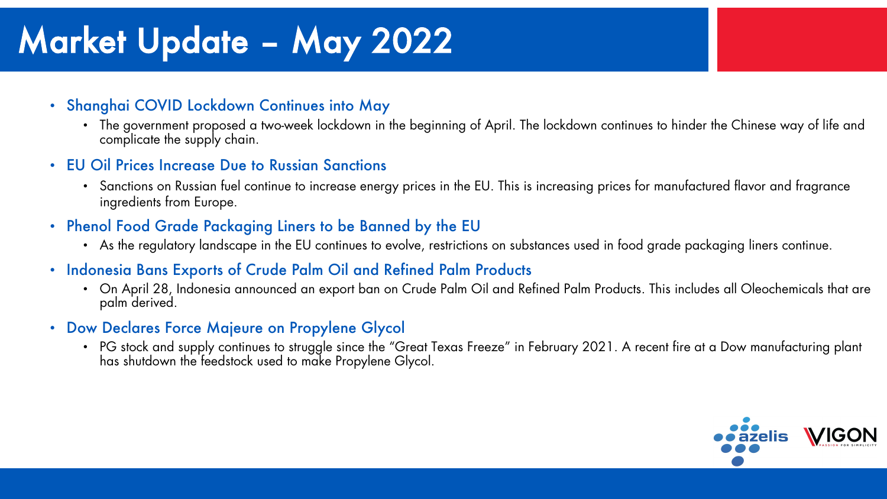# Market Update – May 2022

- Shanghai COVID Lockdown Continues into May
  - The government proposed a two-week lockdown in the beginning of April. The lockdown continues to hinder the Chinese way of life and complicate the supply chain.
- EU Oil Prices Increase Due to Russian Sanctions
  - Sanctions on Russian fuel continue to increase energy prices in the EU. This is increasing prices for manufactured flavor and fragrance ingredients from Europe.
- Phenol Food Grade Packaging Liners to be Banned by the EU
  - As the regulatory landscape in the EU continues to evolve, restrictions on substances used in food grade packaging liners continue.
- Indonesia Bans Exports of Crude Palm Oil and Refined Palm Products
  - On April 28, Indonesia announced an export ban on Crude Palm Oil and Refined Palm Products. This includes all Oleochemicals that are palm derived.
- Dow Declares Force Majeure on Propylene Glycol
  - PG stock and supply continues to struggle since the "Great Texas Freeze" in February 2021. A recent fire at a Dow manufacturing plant has shutdown the feedstock used to make Propylene Glycol.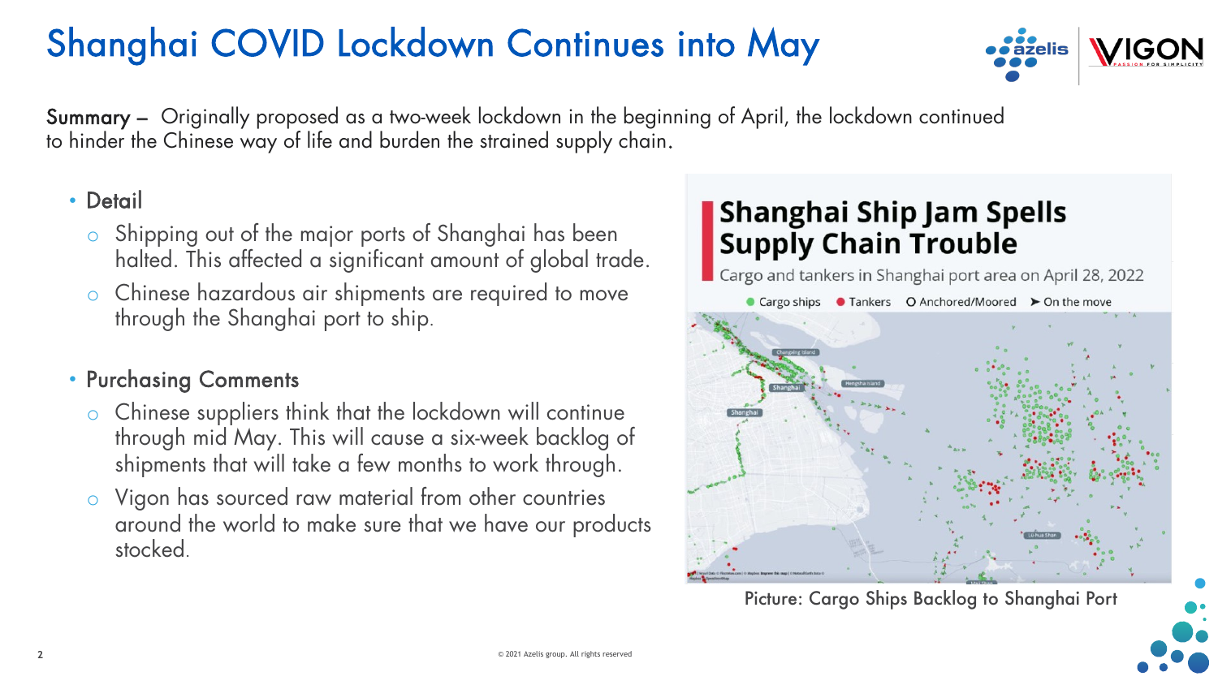# Shanghai COVID Lockdown Continues into May

**Summary –** Originally proposed as a two-week lockdown in the beginning of April, the lockdown continued to hinder the Chinese way of life and burden the strained supply chain.

- **Detail**
  - Shipping out of the major ports of Shanghai has been halted. This affected a significant amount of global trade.
  - Chinese hazardous air shipments are required to move through the Shanghai port to ship.

- **Purchasing Comments**
  - Chinese suppliers think that the lockdown will continue through mid May. This will cause a six-week backlog of shipments that will take a few months to work through.
  - Vigon has sourced raw material from other countries around the world to make sure that we have our products stocked.

**Shanghai Ship Jam Spells Supply Chain Trouble**

Cargo and tankers in Shanghai port area on April 28, 2022

Picture: Cargo Ships Backlog to Shanghai Port

© 2021 Azelis group. All rights reserved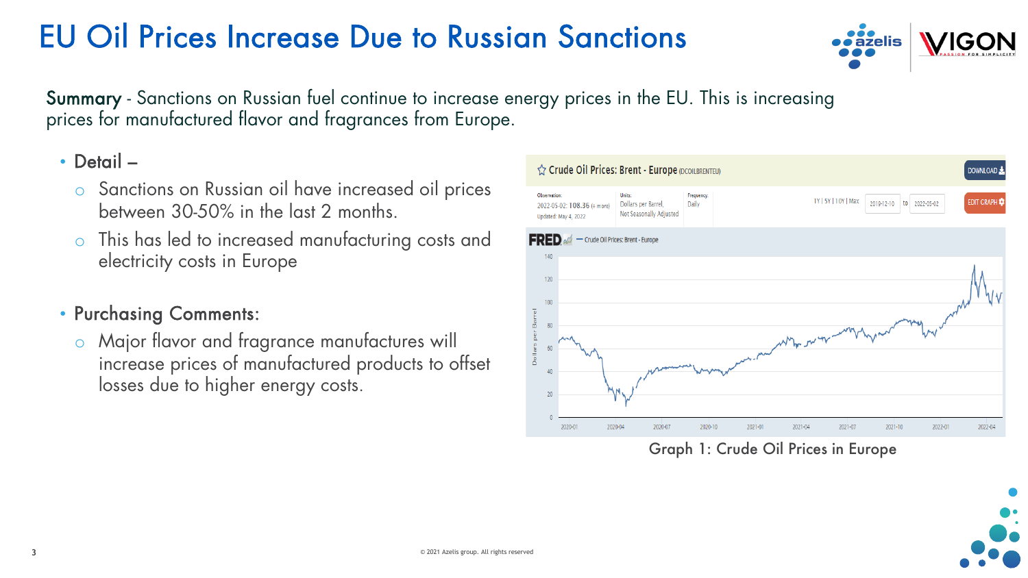# EU Oil Prices Increase Due to Russian Sanctions

**Summary** - Sanctions on Russian fuel continue to increase energy prices in the EU. This is increasing prices for manufactured flavor and fragrances from Europe.

- **Detail** –
  - Sanctions on Russian oil have increased oil prices between 30-50% in the last 2 months.
  - This has led to increased manufacturing costs and electricity costs in Europe

- **Purchasing Comments**:
  - Major flavor and fragrance manufactures will increase prices of manufactured products to offset losses due to higher energy costs.

Graph 1: Crude Oil Prices in Europe

© 2021 Azelis group. All rights reserved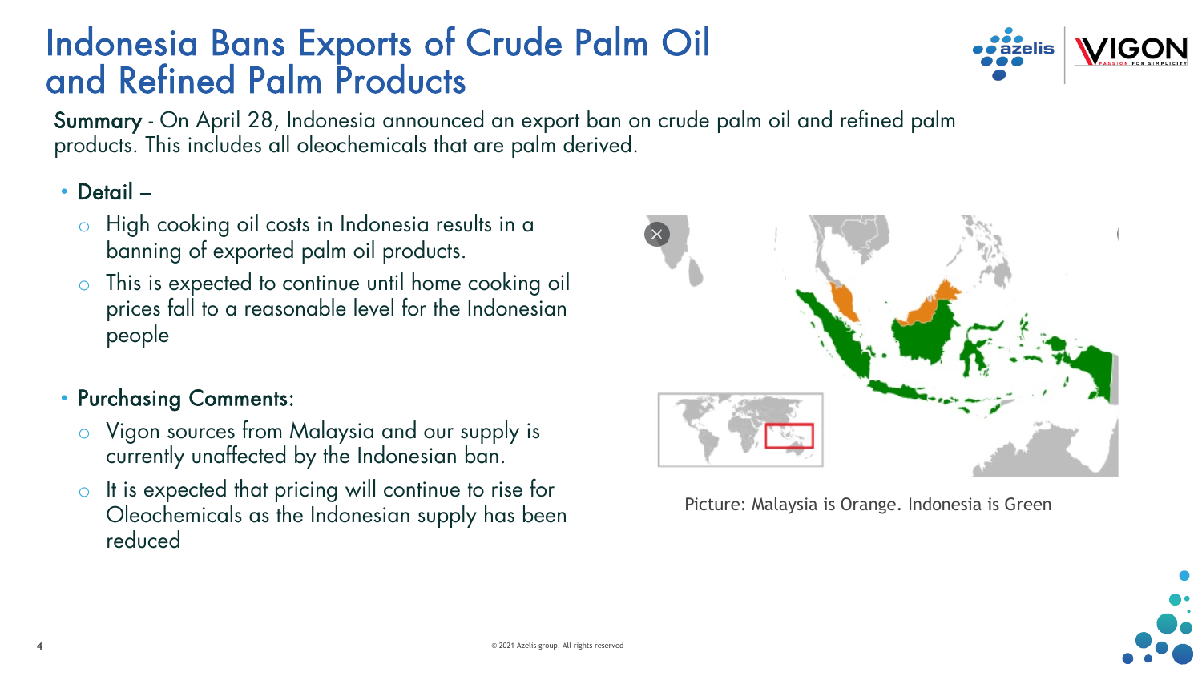# Indonesia Bans Exports of Crude Palm Oil and Refined Palm Products

**Summary** - On April 28, Indonesia announced an export ban on crude palm oil and refined palm products. This includes all oleochemicals that are palm derived.

- **Detail** –
  - High cooking oil costs in Indonesia results in a banning of exported palm oil products.
  - This is expected to continue until home cooking oil prices fall to a reasonable level for the Indonesian people

- **Purchasing Comments**:
  - Vigon sources from Malaysia and our supply is currently unaffected by the Indonesian ban.
  - It is expected that pricing will continue to rise for Oleochemicals as the Indonesian supply has been reduced

Picture: Malaysia is Orange. Indonesia is Green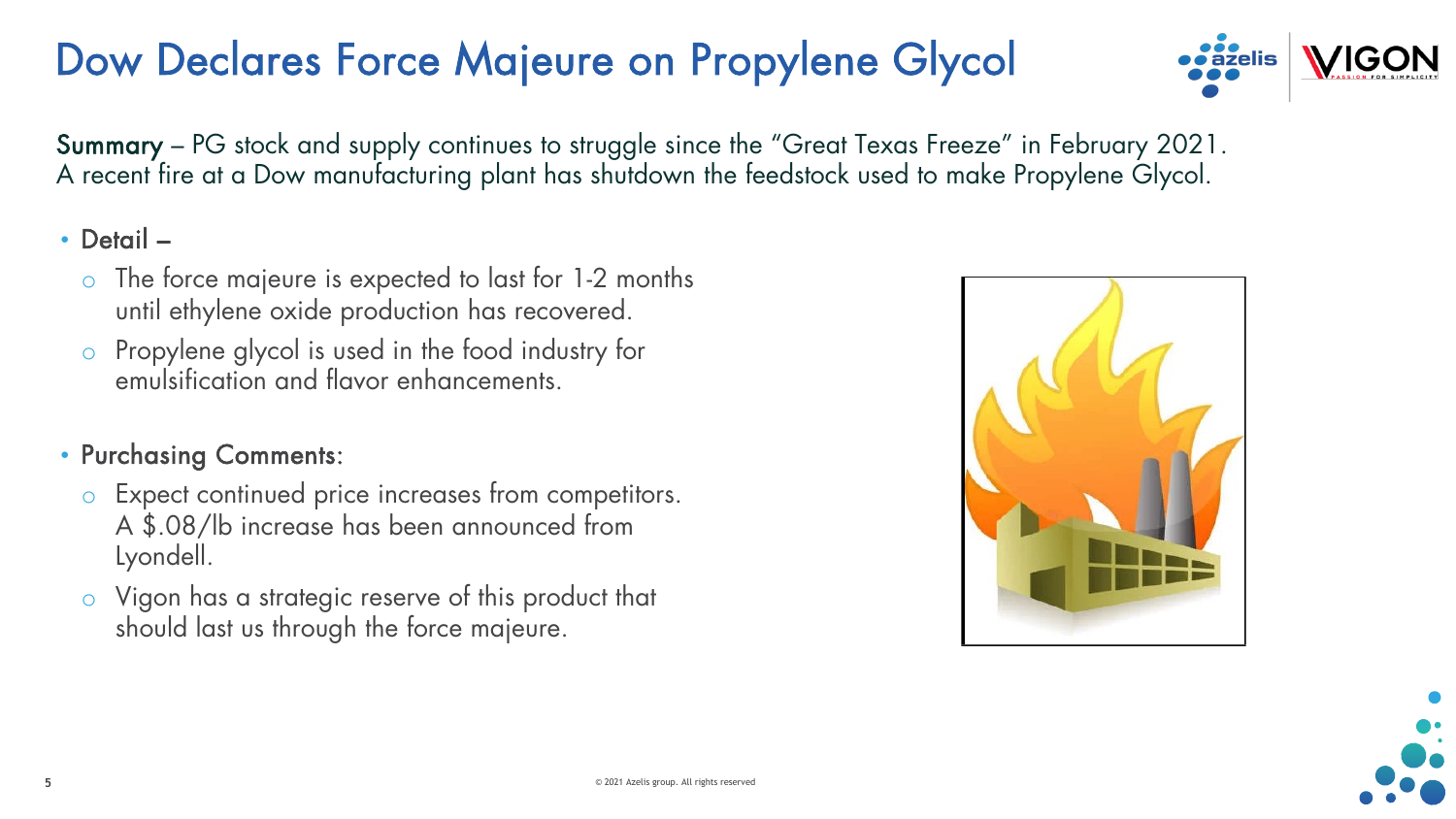# Dow Declares Force Majeure on Propylene Glycol

**Summary** – PG stock and supply continues to struggle since the "Great Texas Freeze" in February 2021. A recent fire at a Dow manufacturing plant has shutdown the feedstock used to make Propylene Glycol.

- **Detail** –
  - The force majeure is expected to last for 1-2 months until ethylene oxide production has recovered.
  - Propylene glycol is used in the food industry for emulsification and flavor enhancements.

- **Purchasing Comments**:
  - Expect continued price increases from competitors. A $.08/lb increase has been announced from Lyondell.
  - Vigon has a strategic reserve of this product that should last us through the force majeure.

© 2021 Azelis group. All rights reserved